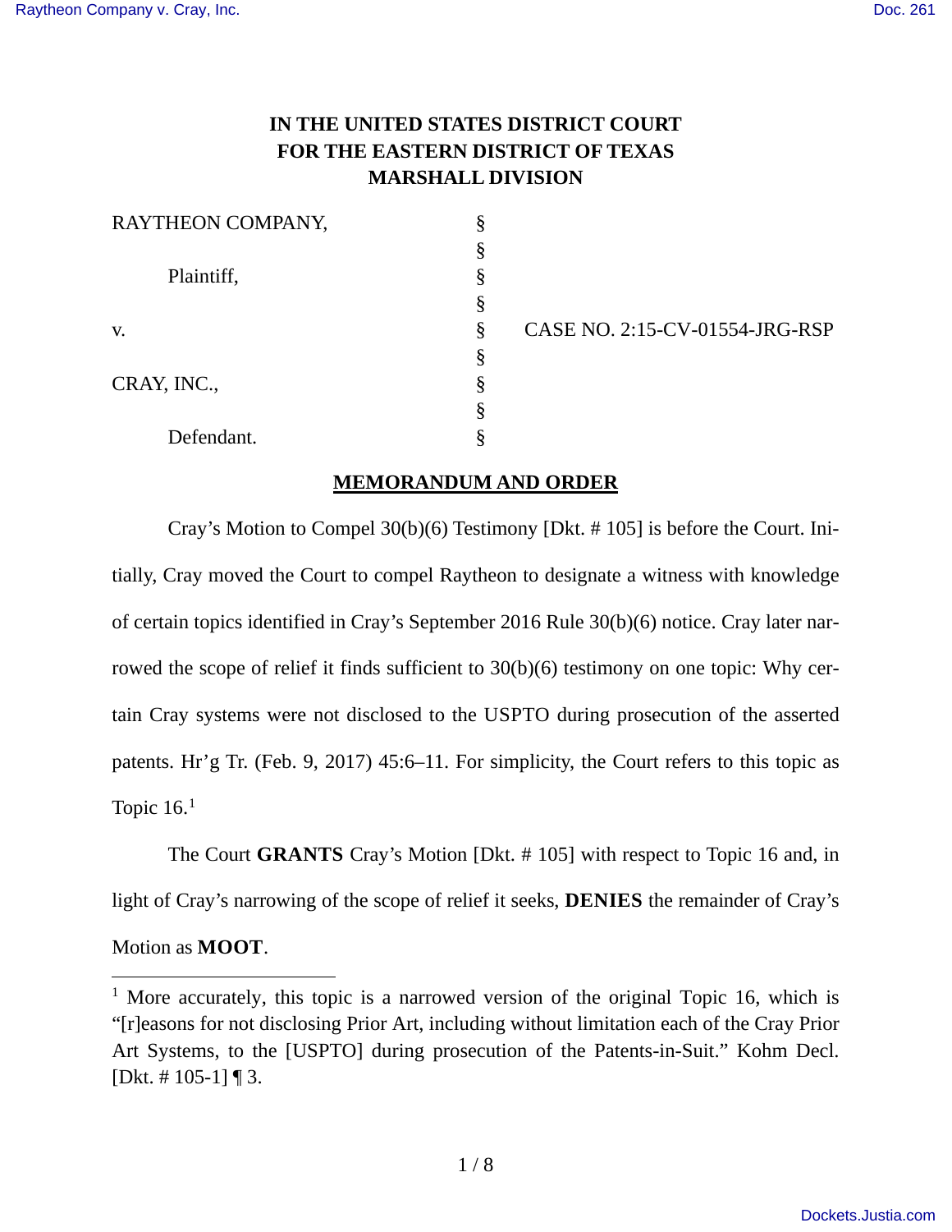# IN THE UNITED STATES DISTRICT COURT FOR THE EASTERN DISTRICT OF TEXAS MARSHALL DIVISION

| | | |
|---|---|---|
| RAYTHEON COMPANY, | § | |
| | § | |
| Plaintiff, | § | |
| | § | |
| v. | § | CASE NO. 2:15-CV-01554-JRG-RSP |
| | § | |
| CRAY, INC., | § | |
| | § | |
| Defendant. | § | |

## MEMORANDUM AND ORDER

Cray's Motion to Compel 30(b)(6) Testimony [Dkt. # 105] is before the Court. Initially, Cray moved the Court to compel Raytheon to designate a witness with knowledge of certain topics identified in Cray's September 2016 Rule 30(b)(6) notice. Cray later narrowed the scope of relief it finds sufficient to 30(b)(6) testimony on one topic: Why certain Cray systems were not disclosed to the USPTO during prosecution of the asserted patents. Hr'g Tr. (Feb. 9, 2017) 45:6–11. For simplicity, the Court refers to this topic as Topic 16.[1]

The Court **GRANTS** Cray's Motion [Dkt. # 105] with respect to Topic 16 and, in light of Cray's narrowing of the scope of relief it seeks, **DENIES** the remainder of Cray's Motion as **MOOT**.

[1] More accurately, this topic is a narrowed version of the original Topic 16, which is "[r]easons for not disclosing Prior Art, including without limitation each of the Cray Prior Art Systems, to the [USPTO] during prosecution of the Patents-in-Suit." Kohm Decl. [Dkt. # 105-1] ¶ 3.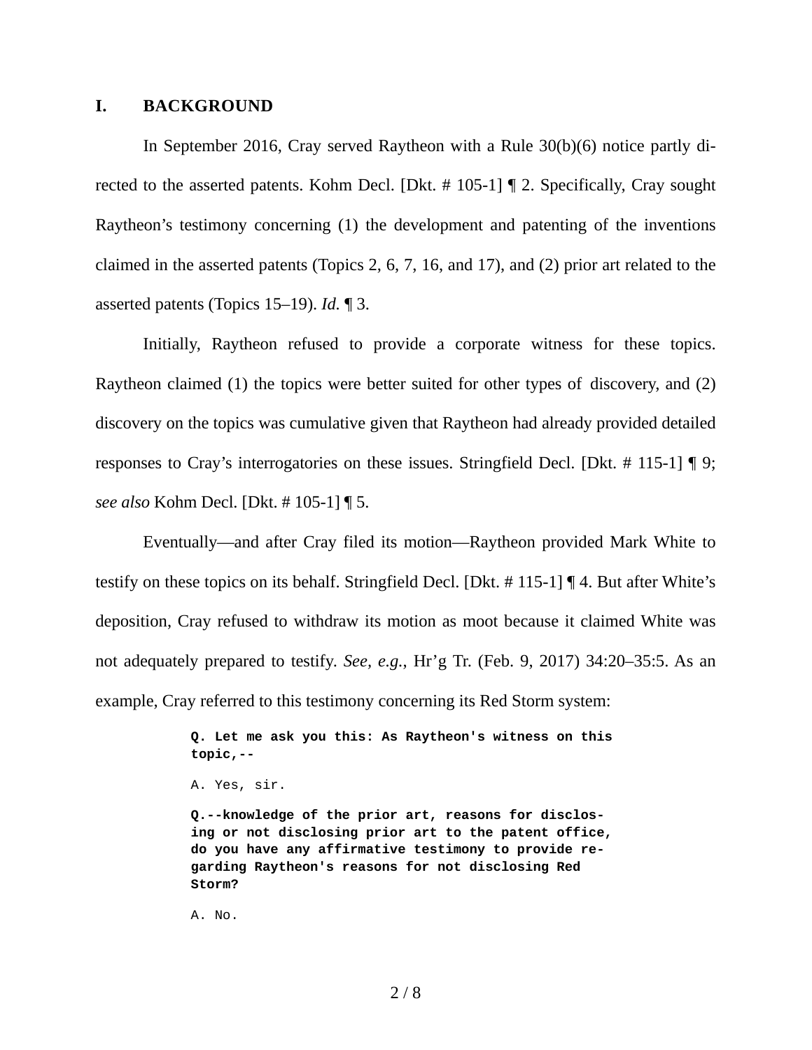## I. BACKGROUND

In September 2016, Cray served Raytheon with a Rule 30(b)(6) notice partly directed to the asserted patents. Kohm Decl. [Dkt. # 105-1] ¶ 2. Specifically, Cray sought Raytheon's testimony concerning (1) the development and patenting of the inventions claimed in the asserted patents (Topics 2, 6, 7, 16, and 17), and (2) prior art related to the asserted patents (Topics 15–19). *Id.* ¶ 3.

Initially, Raytheon refused to provide a corporate witness for these topics. Raytheon claimed (1) the topics were better suited for other types of discovery, and (2) discovery on the topics was cumulative given that Raytheon had already provided detailed responses to Cray's interrogatories on these issues. Stringfield Decl. [Dkt. # 115-1] ¶ 9; *see also* Kohm Decl. [Dkt. # 105-1] ¶ 5.

Eventually—and after Cray filed its motion—Raytheon provided Mark White to testify on these topics on its behalf. Stringfield Decl. [Dkt. # 115-1] ¶ 4. But after White's deposition, Cray refused to withdraw its motion as moot because it claimed White was not adequately prepared to testify. *See, e.g.*, Hr'g Tr. (Feb. 9, 2017) 34:20–35:5. As an example, Cray referred to this testimony concerning its Red Storm system:

> **Q. Let me ask you this: As Raytheon's witness on this topic,--**
>
> A. Yes, sir.
>
> **Q.--knowledge of the prior art, reasons for disclosing or not disclosing prior art to the patent office, do you have any affirmative testimony to provide regarding Raytheon's reasons for not disclosing Red Storm?**
>
> A. No.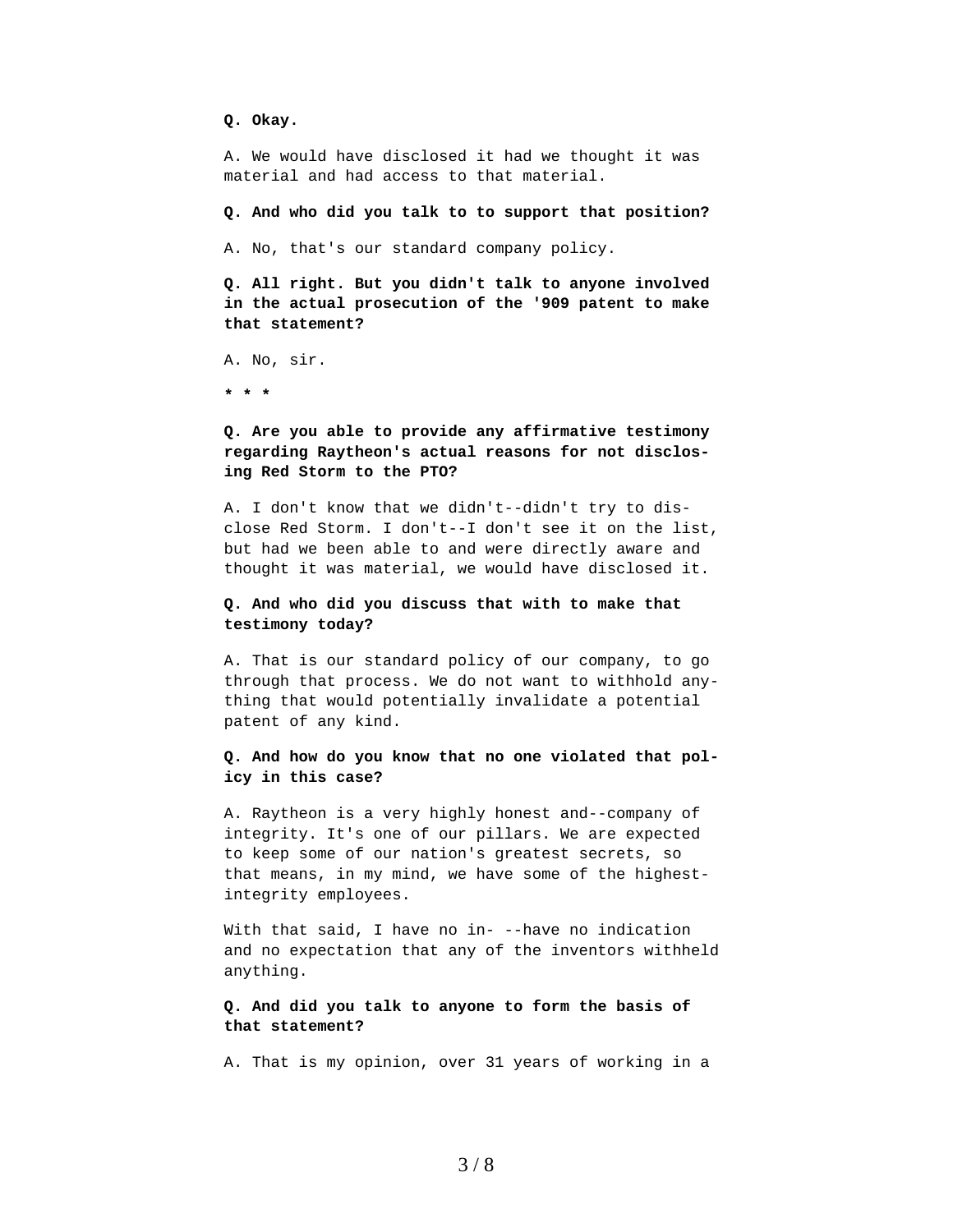**Q. Okay.**

A. We would have disclosed it had we thought it was material and had access to that material.

**Q. And who did you talk to to support that position?**

A. No, that's our standard company policy.

**Q. All right. But you didn't talk to anyone involved in the actual prosecution of the '909 patent to make that statement?**

A. No, sir.

*** * ***

**Q. Are you able to provide any affirmative testimony regarding Raytheon's actual reasons for not disclosing Red Storm to the PTO?**

A. I don't know that we didn't--didn't try to disclose Red Storm. I don't--I don't see it on the list, but had we been able to and were directly aware and thought it was material, we would have disclosed it.

**Q. And who did you discuss that with to make that testimony today?**

A. That is our standard policy of our company, to go through that process. We do not want to withhold anything that would potentially invalidate a potential patent of any kind.

**Q. And how do you know that no one violated that policy in this case?**

A. Raytheon is a very highly honest and--company of integrity. It's one of our pillars. We are expected to keep some of our nation's greatest secrets, so that means, in my mind, we have some of the highest-integrity employees.

With that said, I have no in- --have no indication and no expectation that any of the inventors withheld anything.

**Q. And did you talk to anyone to form the basis of that statement?**

A. That is my opinion, over 31 years of working in a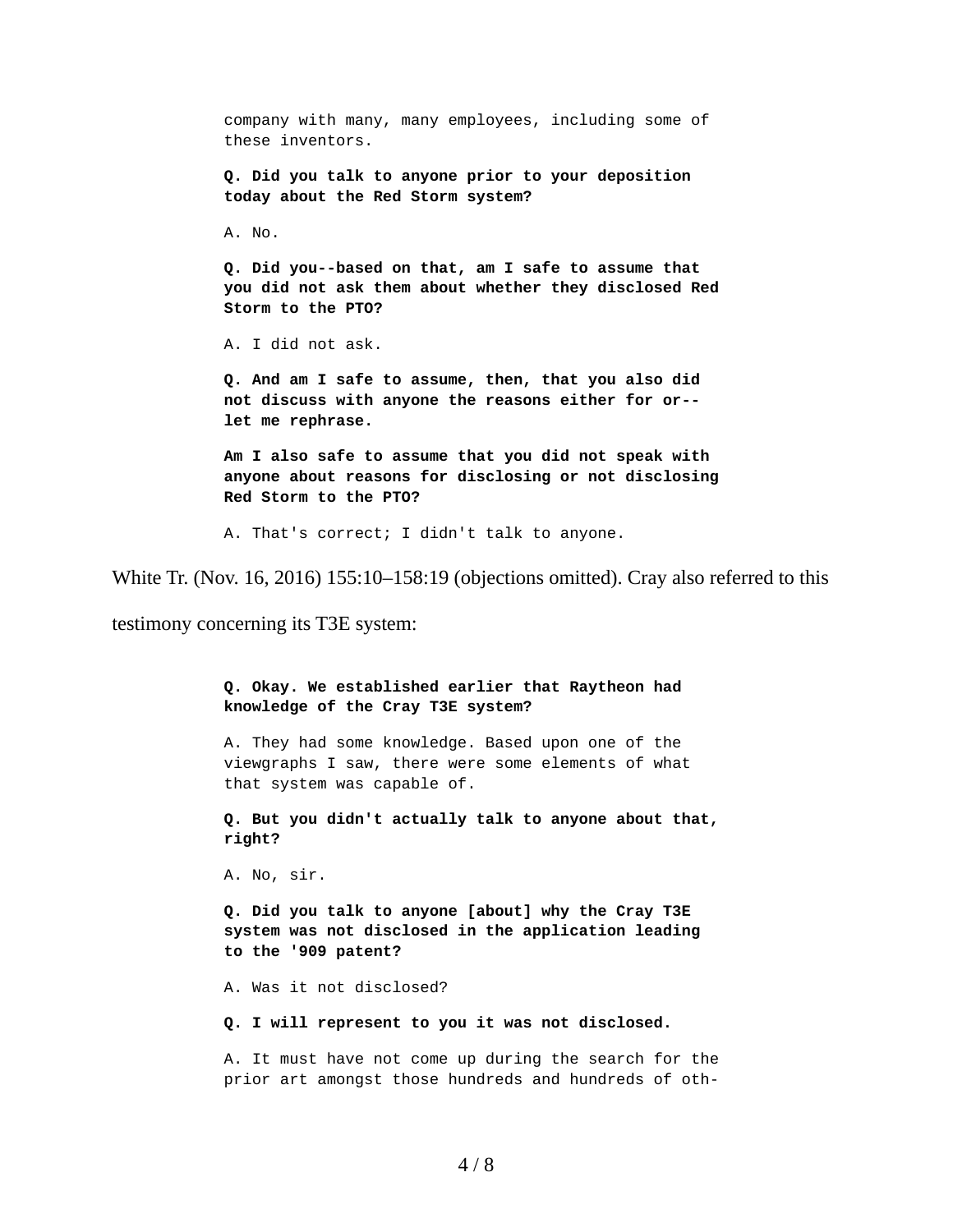company with many, many employees, including some of these inventors.

**Q. Did you talk to anyone prior to your deposition today about the Red Storm system?**

A. No.

**Q. Did you--based on that, am I safe to assume that you did not ask them about whether they disclosed Red Storm to the PTO?**

A. I did not ask.

**Q. And am I safe to assume, then, that you also did not discuss with anyone the reasons either for or-- let me rephrase.**

**Am I also safe to assume that you did not speak with anyone about reasons for disclosing or not disclosing Red Storm to the PTO?**

A. That's correct; I didn't talk to anyone.

White Tr. (Nov. 16, 2016) 155:10–158:19 (objections omitted). Cray also referred to this testimony concerning its T3E system:

**Q. Okay. We established earlier that Raytheon had knowledge of the Cray T3E system?**

A. They had some knowledge. Based upon one of the viewgraphs I saw, there were some elements of what that system was capable of.

**Q. But you didn't actually talk to anyone about that, right?**

A. No, sir.

**Q. Did you talk to anyone [about] why the Cray T3E system was not disclosed in the application leading to the '909 patent?**

A. Was it not disclosed?

**Q. I will represent to you it was not disclosed.**

A. It must have not come up during the search for the prior art amongst those hundreds and hundreds of oth-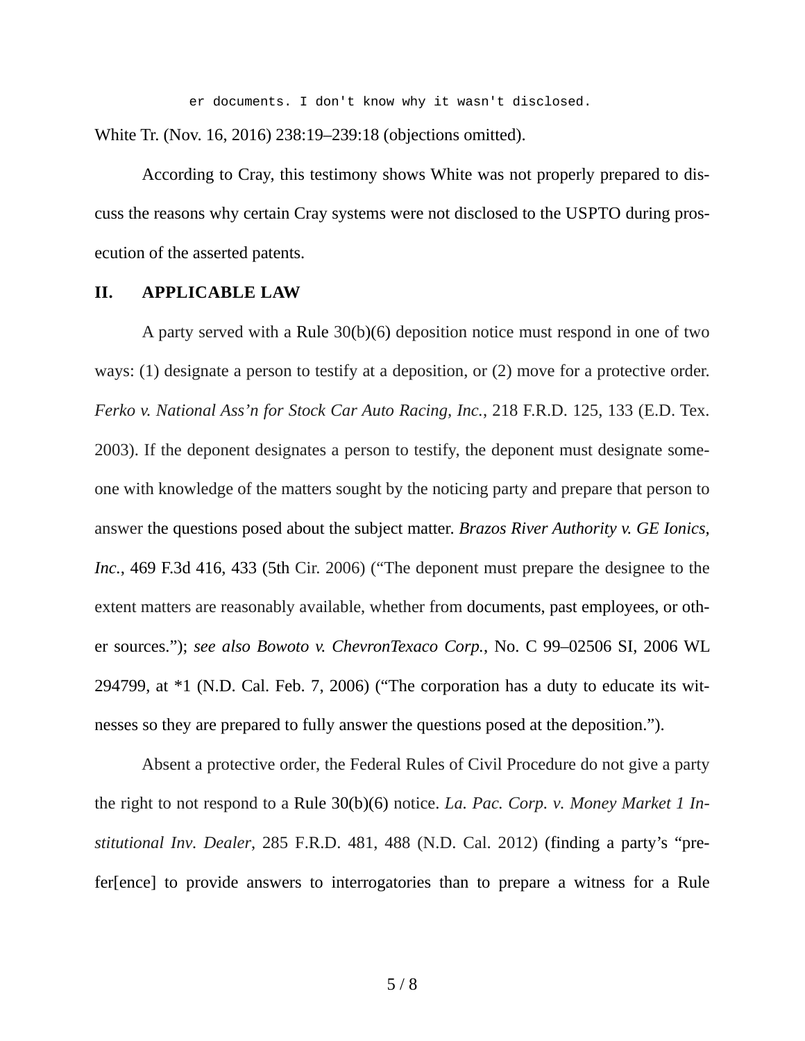er documents. I don't know why it wasn't disclosed.

White Tr. (Nov. 16, 2016) 238:19–239:18 (objections omitted).

According to Cray, this testimony shows White was not properly prepared to discuss the reasons why certain Cray systems were not disclosed to the USPTO during prosecution of the asserted patents.

## II. APPLICABLE LAW

A party served with a Rule 30(b)(6) deposition notice must respond in one of two ways: (1) designate a person to testify at a deposition, or (2) move for a protective order. *Ferko v. National Ass'n for Stock Car Auto Racing, Inc.*, 218 F.R.D. 125, 133 (E.D. Tex. 2003). If the deponent designates a person to testify, the deponent must designate someone with knowledge of the matters sought by the noticing party and prepare that person to answer the questions posed about the subject matter. *Brazos River Authority v. GE Ionics, Inc.*, 469 F.3d 416, 433 (5th Cir. 2006) ("The deponent must prepare the designee to the extent matters are reasonably available, whether from documents, past employees, or other sources."); *see also Bowoto v. ChevronTexaco Corp.*, No. C 99–02506 SI, 2006 WL 294799, at *1 (N.D. Cal. Feb. 7, 2006) ("The corporation has a duty to educate its witnesses so they are prepared to fully answer the questions posed at the deposition.").

Absent a protective order, the Federal Rules of Civil Procedure do not give a party the right to not respond to a Rule 30(b)(6) notice. *La. Pac. Corp. v. Money Market 1 Institutional Inv. Dealer*, 285 F.R.D. 481, 488 (N.D. Cal. 2012) (finding a party's "prefer[ence] to provide answers to interrogatories than to prepare a witness for a Rule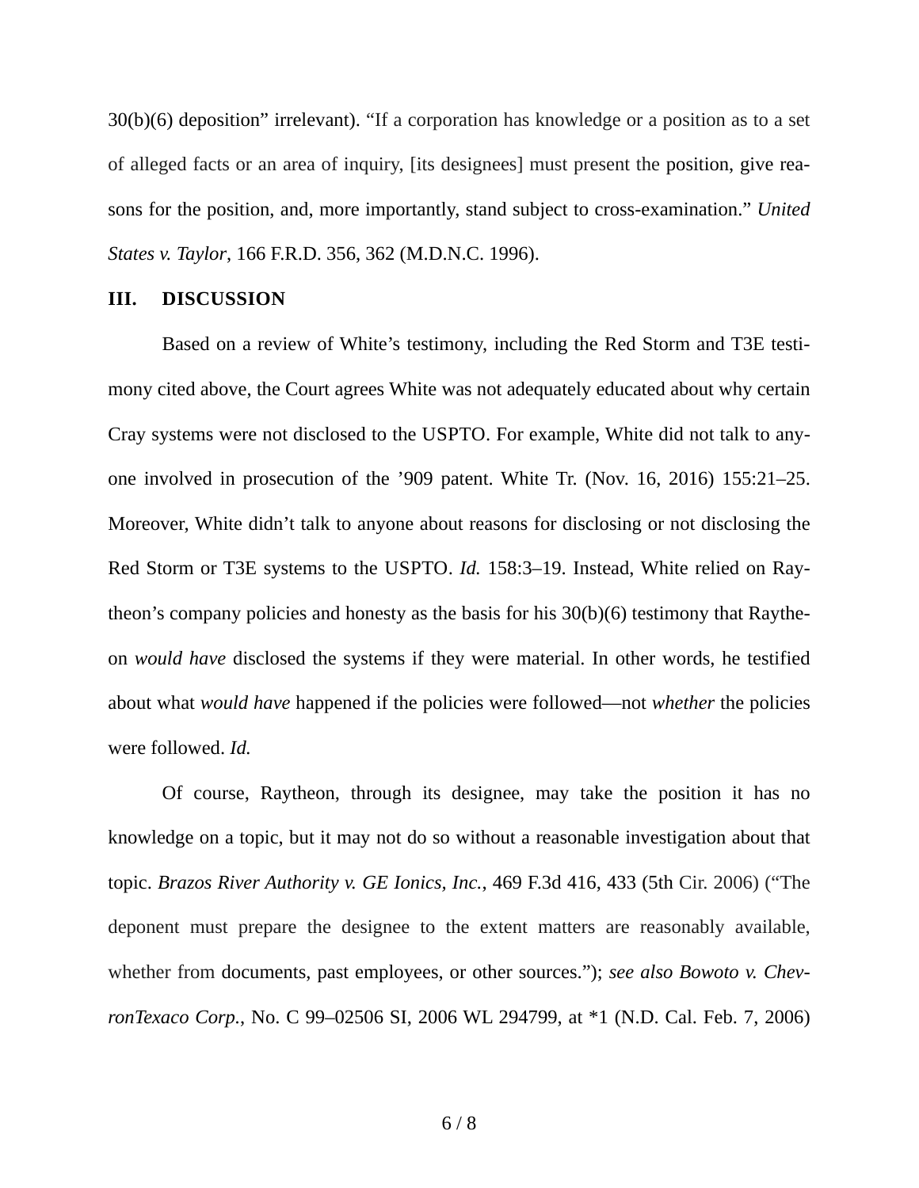30(b)(6) deposition" irrelevant). "If a corporation has knowledge or a position as to a set of alleged facts or an area of inquiry, [its designees] must present the position, give reasons for the position, and, more importantly, stand subject to cross-examination." *United States v. Taylor*, 166 F.R.D. 356, 362 (M.D.N.C. 1996).

## III. DISCUSSION

Based on a review of White's testimony, including the Red Storm and T3E testimony cited above, the Court agrees White was not adequately educated about why certain Cray systems were not disclosed to the USPTO. For example, White did not talk to anyone involved in prosecution of the '909 patent. White Tr. (Nov. 16, 2016) 155:21–25. Moreover, White didn't talk to anyone about reasons for disclosing or not disclosing the Red Storm or T3E systems to the USPTO. *Id.* 158:3–19. Instead, White relied on Raytheon's company policies and honesty as the basis for his 30(b)(6) testimony that Raytheon *would have* disclosed the systems if they were material. In other words, he testified about what *would have* happened if the policies were followed—not *whether* the policies were followed. *Id.*

Of course, Raytheon, through its designee, may take the position it has no knowledge on a topic, but it may not do so without a reasonable investigation about that topic. *Brazos River Authority v. GE Ionics, Inc.*, 469 F.3d 416, 433 (5th Cir. 2006) ("The deponent must prepare the designee to the extent matters are reasonably available, whether from documents, past employees, or other sources."); *see also Bowoto v. ChevronTexaco Corp.*, No. C 99–02506 SI, 2006 WL 294799, at *1 (N.D. Cal. Feb. 7, 2006)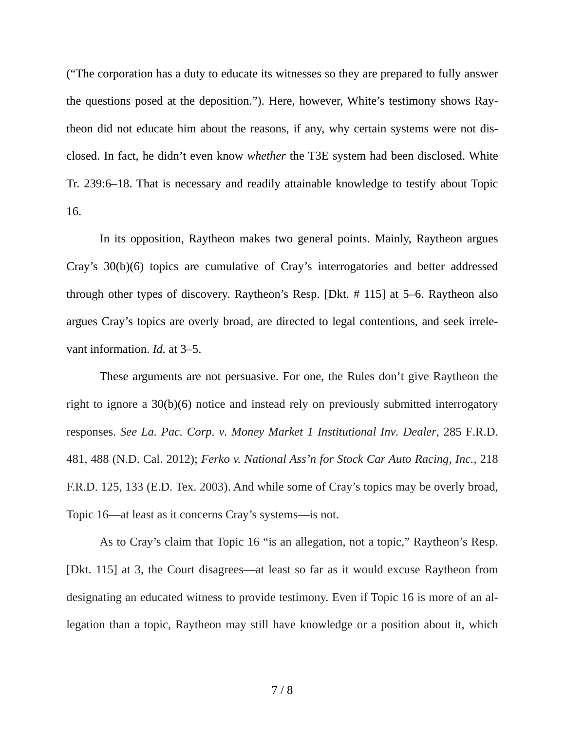("The corporation has a duty to educate its witnesses so they are prepared to fully answer the questions posed at the deposition."). Here, however, White's testimony shows Raytheon did not educate him about the reasons, if any, why certain systems were not disclosed. In fact, he didn't even know *whether* the T3E system had been disclosed. White Tr. 239:6–18. That is necessary and readily attainable knowledge to testify about Topic 16.

In its opposition, Raytheon makes two general points. Mainly, Raytheon argues Cray's 30(b)(6) topics are cumulative of Cray's interrogatories and better addressed through other types of discovery. Raytheon's Resp. [Dkt. # 115] at 5–6. Raytheon also argues Cray's topics are overly broad, are directed to legal contentions, and seek irrelevant information. *Id.* at 3–5.

These arguments are not persuasive. For one, the Rules don't give Raytheon the right to ignore a 30(b)(6) notice and instead rely on previously submitted interrogatory responses. *See La. Pac. Corp. v. Money Market 1 Institutional Inv. Dealer*, 285 F.R.D. 481, 488 (N.D. Cal. 2012); *Ferko v. National Ass'n for Stock Car Auto Racing, Inc.*, 218 F.R.D. 125, 133 (E.D. Tex. 2003). And while some of Cray's topics may be overly broad, Topic 16—at least as it concerns Cray's systems—is not.

As to Cray's claim that Topic 16 "is an allegation, not a topic," Raytheon's Resp. [Dkt. 115] at 3, the Court disagrees—at least so far as it would excuse Raytheon from designating an educated witness to provide testimony. Even if Topic 16 is more of an allegation than a topic, Raytheon may still have knowledge or a position about it, which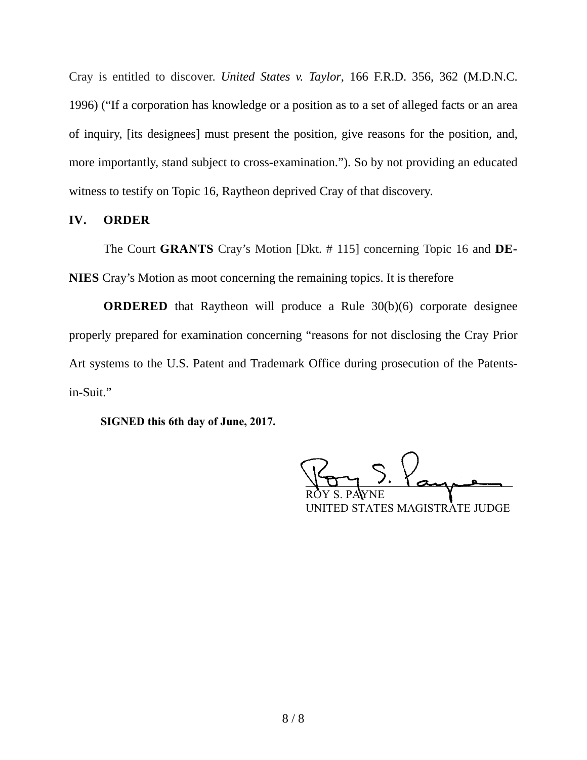Cray is entitled to discover. *United States v. Taylor*, 166 F.R.D. 356, 362 (M.D.N.C. 1996) ("If a corporation has knowledge or a position as to a set of alleged facts or an area of inquiry, [its designees] must present the position, give reasons for the position, and, more importantly, stand subject to cross-examination."). So by not providing an educated witness to testify on Topic 16, Raytheon deprived Cray of that discovery.

## IV. ORDER

The Court **GRANTS** Cray's Motion [Dkt. # 115] concerning Topic 16 and **DENIES** Cray's Motion as moot concerning the remaining topics. It is therefore

**ORDERED** that Raytheon will produce a Rule 30(b)(6) corporate designee properly prepared for examination concerning "reasons for not disclosing the Cray Prior Art systems to the U.S. Patent and Trademark Office during prosecution of the Patents-in-Suit."

**SIGNED this 6th day of June, 2017.**

ROY S. PAYNE
UNITED STATES MAGISTRATE JUDGE